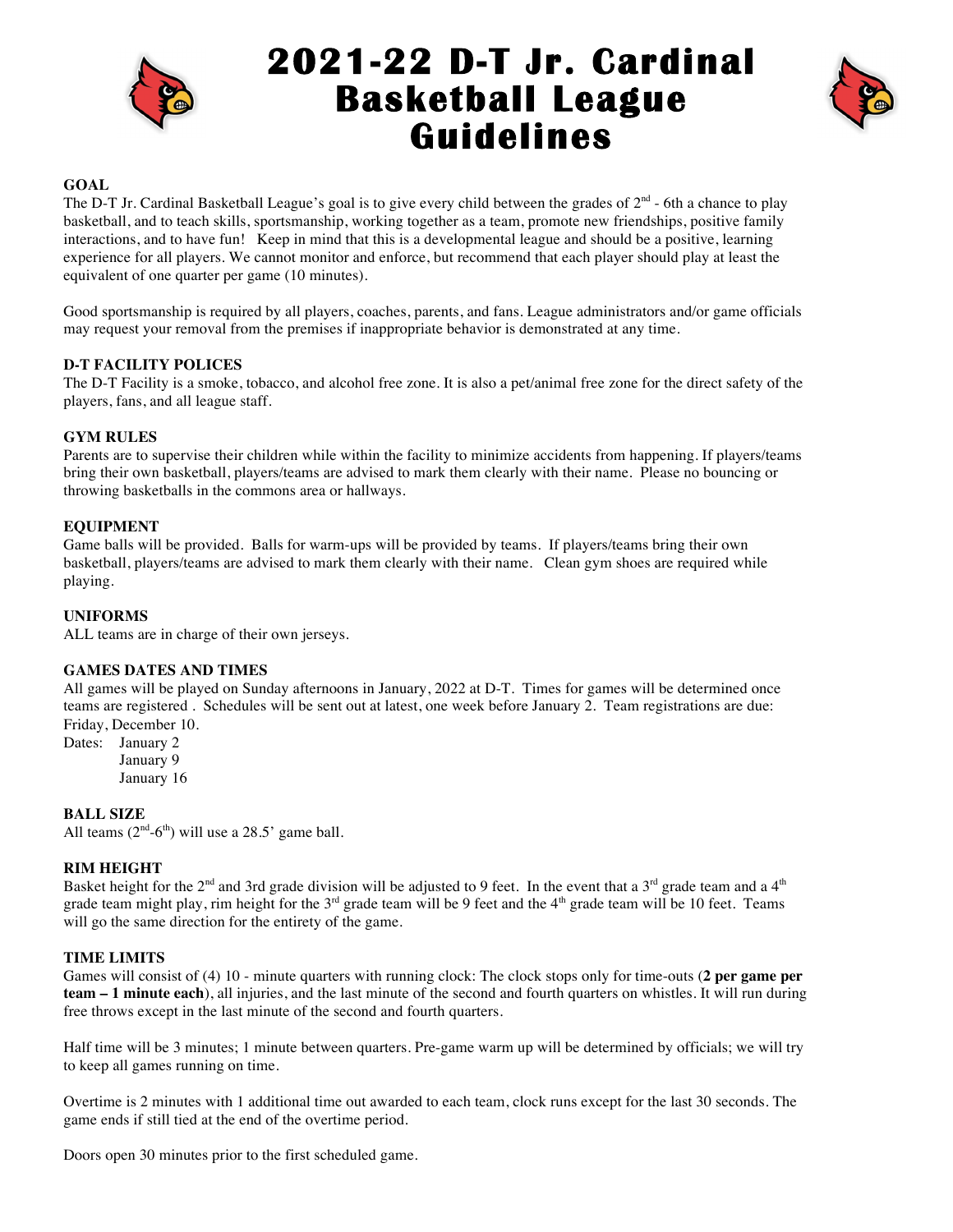# 2021-22 D-T Jr. Cardinal Basketball League Guidelines

**GOAL**

The D-T Jr. Cardinal Basketball League's goal is to give every child between the grades of 2nd - 6th a chance to play basketball, and to teach skills, sportsmanship, working together as a team, promote new friendships, positive family interactions, and to have fun! Keep in mind that this is a developmental league and should be a positive, learning experience for all players. We cannot monitor and enforce, but recommend that each player should play at least the equivalent of one quarter per game (10 minutes).

Good sportsmanship is required by all players, coaches, parents, and fans. League administrators and/or game officials may request your removal from the premises if inappropriate behavior is demonstrated at any time.

**D-T FACILITY POLICES**

The D-T Facility is a smoke, tobacco, and alcohol free zone. It is also a pet/animal free zone for the direct safety of the players, fans, and all league staff.

**GYM RULES**

Parents are to supervise their children while within the facility to minimize accidents from happening. If players/teams bring their own basketball, players/teams are advised to mark them clearly with their name. Please no bouncing or throwing basketballs in the commons area or hallways.

**EQUIPMENT**

Game balls will be provided. Balls for warm-ups will be provided by teams. If players/teams bring their own basketball, players/teams are advised to mark them clearly with their name. Clean gym shoes are required while playing.

**UNIFORMS**

ALL teams are in charge of their own jerseys.

**GAMES DATES AND TIMES**

All games will be played on Sunday afternoons in January, 2022 at D-T. Times for games will be determined once teams are registered . Schedules will be sent out at latest, one week before January 2. Team registrations are due: Friday, December 10.

Dates: January 2
January 9
January 16

**BALL SIZE**

All teams (2nd-6th) will use a 28.5' game ball.

**RIM HEIGHT**

Basket height for the 2nd and 3rd grade division will be adjusted to 9 feet. In the event that a 3rd grade team and a 4th grade team might play, rim height for the 3rd grade team will be 9 feet and the 4th grade team will be 10 feet. Teams will go the same direction for the entirety of the game.

**TIME LIMITS**

Games will consist of (4) 10 - minute quarters with running clock: The clock stops only for time-outs (**2 per game per team – 1 minute each**), all injuries, and the last minute of the second and fourth quarters on whistles. It will run during free throws except in the last minute of the second and fourth quarters.

Half time will be 3 minutes; 1 minute between quarters. Pre-game warm up will be determined by officials; we will try to keep all games running on time.

Overtime is 2 minutes with 1 additional time out awarded to each team, clock runs except for the last 30 seconds. The game ends if still tied at the end of the overtime period.

Doors open 30 minutes prior to the first scheduled game.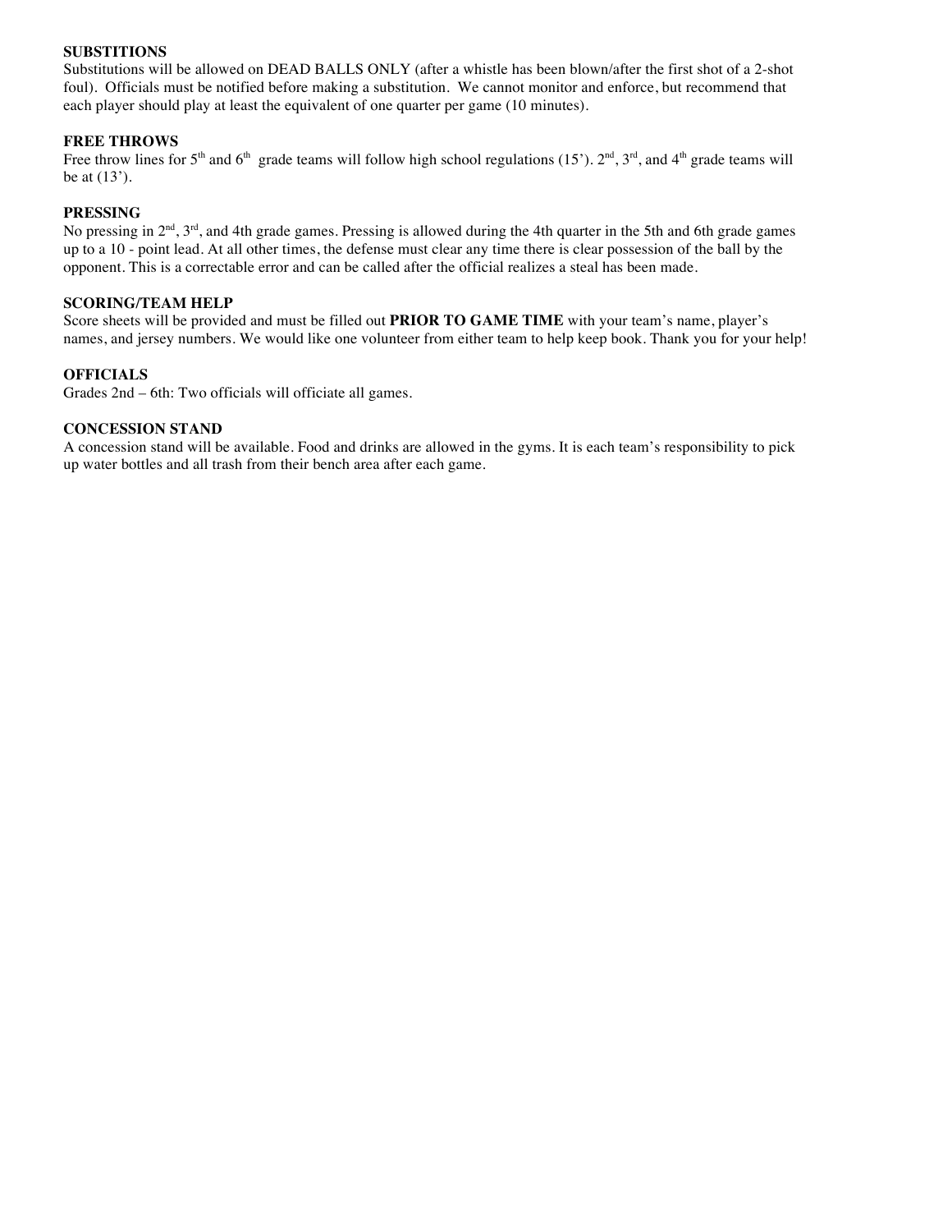**SUBSTITIONS**

Substitutions will be allowed on DEAD BALLS ONLY (after a whistle has been blown/after the first shot of a 2-shot foul). Officials must be notified before making a substitution. We cannot monitor and enforce, but recommend that each player should play at least the equivalent of one quarter per game (10 minutes).

**FREE THROWS**

Free throw lines for 5th and 6th grade teams will follow high school regulations (15'). 2nd, 3rd, and 4th grade teams will be at (13').

**PRESSING**

No pressing in 2nd, 3rd, and 4th grade games. Pressing is allowed during the 4th quarter in the 5th and 6th grade games up to a 10 - point lead. At all other times, the defense must clear any time there is clear possession of the ball by the opponent. This is a correctable error and can be called after the official realizes a steal has been made.

**SCORING/TEAM HELP**

Score sheets will be provided and must be filled out **PRIOR TO GAME TIME** with your team's name, player's names, and jersey numbers. We would like one volunteer from either team to help keep book. Thank you for your help!

**OFFICIALS**

Grades 2nd – 6th: Two officials will officiate all games.

**CONCESSION STAND**

A concession stand will be available. Food and drinks are allowed in the gyms. It is each team's responsibility to pick up water bottles and all trash from their bench area after each game.